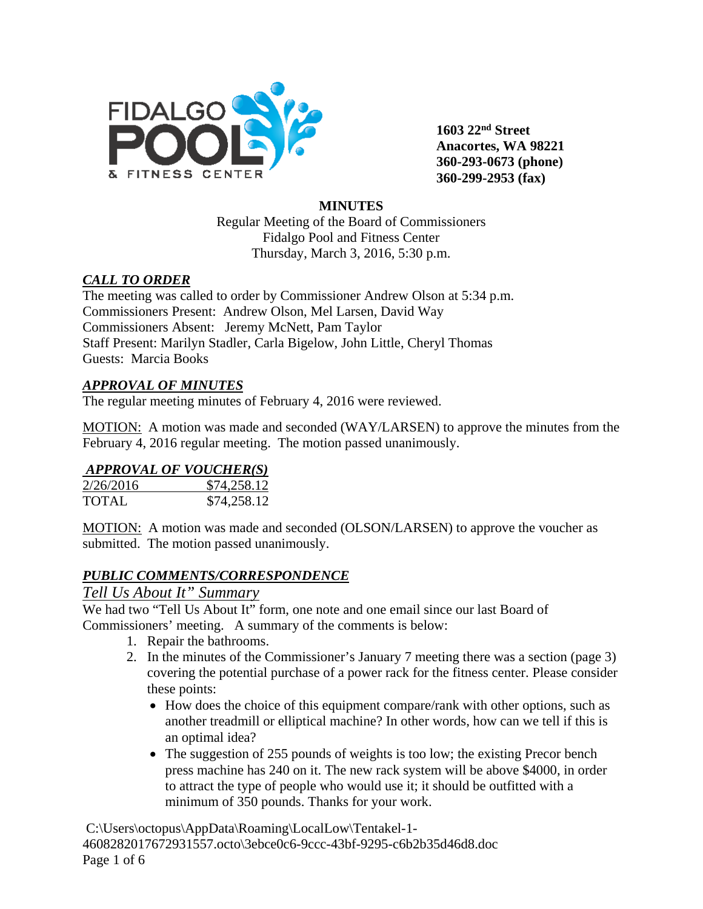1603 22nd Street
Anacortes, WA 98221
360-293-0673 (phone)
360-299-2953 (fax)

**MINUTES**

Regular Meeting of the Board of Commissioners
Fidalgo Pool and Fitness Center
Thursday, March 3, 2016, 5:30 p.m.

***CALL TO ORDER***

The meeting was called to order by Commissioner Andrew Olson at 5:34 p.m.
Commissioners Present: Andrew Olson, Mel Larsen, David Way
Commissioners Absent: Jeremy McNett, Pam Taylor
Staff Present: Marilyn Stadler, Carla Bigelow, John Little, Cheryl Thomas
Guests: Marcia Books

***APPROVAL OF MINUTES***

The regular meeting minutes of February 4, 2016 were reviewed.

MOTION: A motion was made and seconded (WAY/LARSEN) to approve the minutes from the February 4, 2016 regular meeting. The motion passed unanimously.

***APPROVAL OF VOUCHER(S)***

| 2/26/2016 | $74,258.12 |
|---|---|
| TOTAL | $74,258.12 |

MOTION: A motion was made and seconded (OLSON/LARSEN) to approve the voucher as submitted. The motion passed unanimously.

***PUBLIC COMMENTS/CORRESPONDENCE***

*Tell Us About It" Summary*

We had two "Tell Us About It" form, one note and one email since our last Board of Commissioners' meeting. A summary of the comments is below:

1. Repair the bathrooms.
2. In the minutes of the Commissioner's January 7 meeting there was a section (page 3) covering the potential purchase of a power rack for the fitness center. Please consider these points:
   - How does the choice of this equipment compare/rank with other options, such as another treadmill or elliptical machine? In other words, how can we tell if this is an optimal idea?
   - The suggestion of 255 pounds of weights is too low; the existing Precor bench press machine has 240 on it. The new rack system will be above $4000, in order to attract the type of people who would use it; it should be outfitted with a minimum of 350 pounds. Thanks for your work.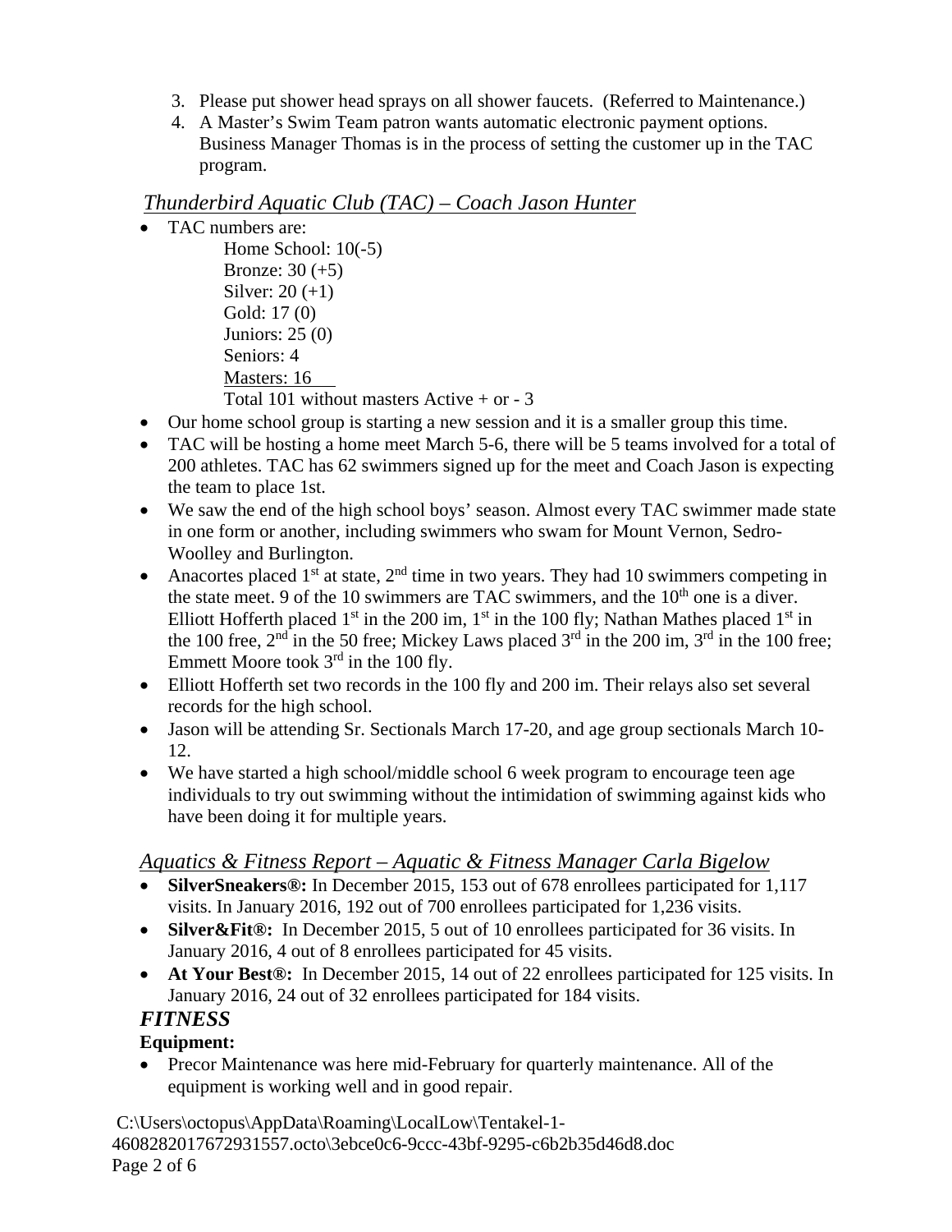3. Please put shower head sprays on all shower faucets. (Referred to Maintenance.)
4. A Master's Swim Team patron wants automatic electronic payment options. Business Manager Thomas is in the process of setting the customer up in the TAC program.

## *Thunderbird Aquatic Club (TAC) – Coach Jason Hunter*

- TAC numbers are:
  - Home School: 10(-5)
  - Bronze: 30 (+5)
  - Silver: 20 (+1)
  - Gold: 17 (0)
  - Juniors: 25 (0)
  - Seniors: 4
  - Masters: 16
  - Total 101 without masters Active + or - 3
- Our home school group is starting a new session and it is a smaller group this time.
- TAC will be hosting a home meet March 5-6, there will be 5 teams involved for a total of 200 athletes. TAC has 62 swimmers signed up for the meet and Coach Jason is expecting the team to place 1st.
- We saw the end of the high school boys' season. Almost every TAC swimmer made state in one form or another, including swimmers who swam for Mount Vernon, Sedro-Woolley and Burlington.
- Anacortes placed 1st at state, 2nd time in two years. They had 10 swimmers competing in the state meet. 9 of the 10 swimmers are TAC swimmers, and the 10th one is a diver. Elliott Hofferth placed 1st in the 200 im, 1st in the 100 fly; Nathan Mathes placed 1st in the 100 free, 2nd in the 50 free; Mickey Laws placed 3rd in the 200 im, 3rd in the 100 free; Emmett Moore took 3rd in the 100 fly.
- Elliott Hofferth set two records in the 100 fly and 200 im. Their relays also set several records for the high school.
- Jason will be attending Sr. Sectionals March 17-20, and age group sectionals March 10-12.
- We have started a high school/middle school 6 week program to encourage teen age individuals to try out swimming without the intimidation of swimming against kids who have been doing it for multiple years.

## *Aquatics & Fitness Report – Aquatic & Fitness Manager Carla Bigelow*

- **SilverSneakers®:** In December 2015, 153 out of 678 enrollees participated for 1,117 visits. In January 2016, 192 out of 700 enrollees participated for 1,236 visits.
- **Silver&Fit®:** In December 2015, 5 out of 10 enrollees participated for 36 visits. In January 2016, 4 out of 8 enrollees participated for 45 visits.
- **At Your Best®:** In December 2015, 14 out of 22 enrollees participated for 125 visits. In January 2016, 24 out of 32 enrollees participated for 184 visits.

### ***FITNESS***

**Equipment:**

- Precor Maintenance was here mid-February for quarterly maintenance. All of the equipment is working well and in good repair.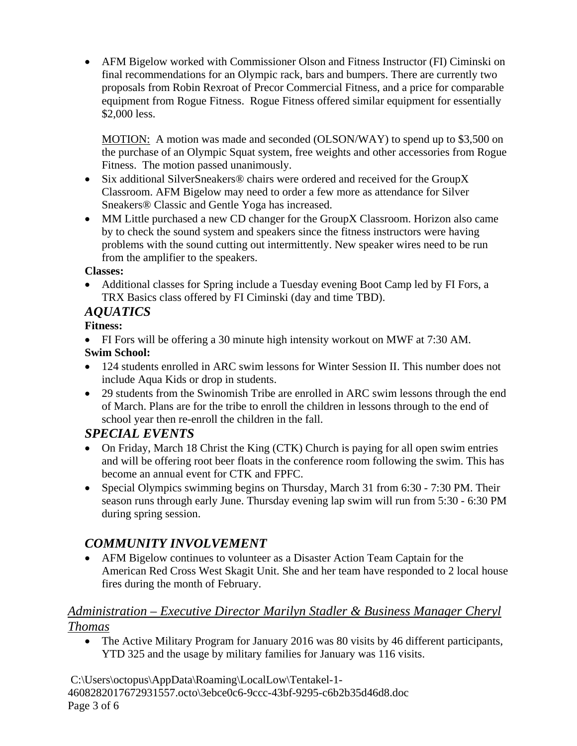- AFM Bigelow worked with Commissioner Olson and Fitness Instructor (FI) Ciminski on final recommendations for an Olympic rack, bars and bumpers. There are currently two proposals from Robin Rexroat of Precor Commercial Fitness, and a price for comparable equipment from Rogue Fitness. Rogue Fitness offered similar equipment for essentially $2,000 less.

  MOTION: A motion was made and seconded (OLSON/WAY) to spend up to $3,500 on the purchase of an Olympic Squat system, free weights and other accessories from Rogue Fitness. The motion passed unanimously.
- Six additional SilverSneakers® chairs were ordered and received for the GroupX Classroom. AFM Bigelow may need to order a few more as attendance for Silver Sneakers® Classic and Gentle Yoga has increased.
- MM Little purchased a new CD changer for the GroupX Classroom. Horizon also came by to check the sound system and speakers since the fitness instructors were having problems with the sound cutting out intermittently. New speaker wires need to be run from the amplifier to the speakers.

**Classes:**

- Additional classes for Spring include a Tuesday evening Boot Camp led by FI Fors, a TRX Basics class offered by FI Ciminski (day and time TBD).

## *AQUATICS*

**Fitness:**

- FI Fors will be offering a 30 minute high intensity workout on MWF at 7:30 AM.

**Swim School:**

- 124 students enrolled in ARC swim lessons for Winter Session II. This number does not include Aqua Kids or drop in students.
- 29 students from the Swinomish Tribe are enrolled in ARC swim lessons through the end of March. Plans are for the tribe to enroll the children in lessons through to the end of school year then re-enroll the children in the fall.

## *SPECIAL EVENTS*

- On Friday, March 18 Christ the King (CTK) Church is paying for all open swim entries and will be offering root beer floats in the conference room following the swim. This has become an annual event for CTK and FPFC.
- Special Olympics swimming begins on Thursday, March 31 from 6:30 - 7:30 PM. Their season runs through early June. Thursday evening lap swim will run from 5:30 - 6:30 PM during spring session.

## *COMMUNITY INVOLVEMENT*

- AFM Bigelow continues to volunteer as a Disaster Action Team Captain for the American Red Cross West Skagit Unit. She and her team have responded to 2 local house fires during the month of February.

## *Administration – Executive Director Marilyn Stadler & Business Manager Cheryl Thomas*

- The Active Military Program for January 2016 was 80 visits by 46 different participants, YTD 325 and the usage by military families for January was 116 visits.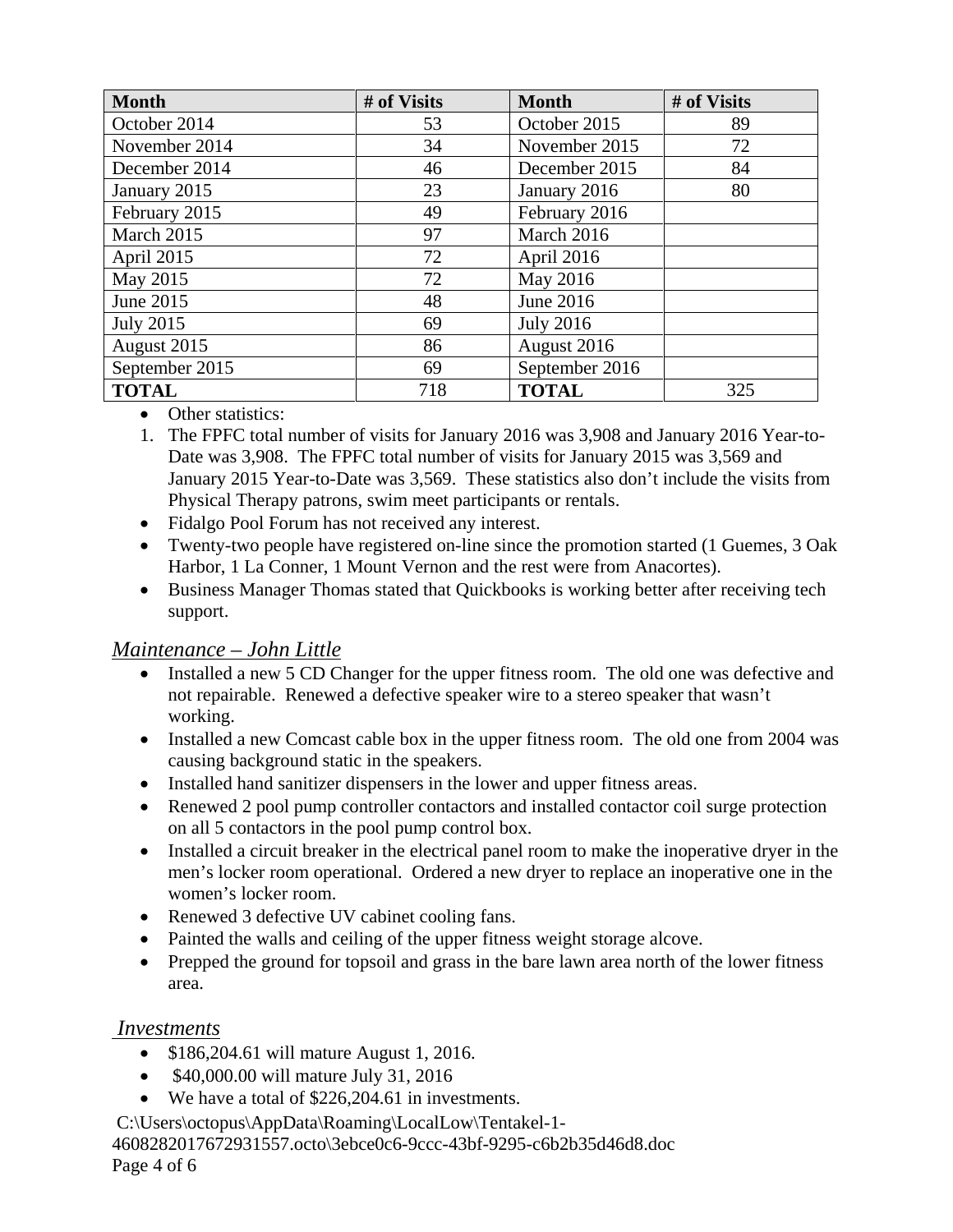| Month | # of Visits | Month | # of Visits |
|---|---|---|---|
| October 2014 | 53 | October 2015 | 89 |
| November 2014 | 34 | November 2015 | 72 |
| December 2014 | 46 | December 2015 | 84 |
| January 2015 | 23 | January 2016 | 80 |
| February 2015 | 49 | February 2016 | |
| March 2015 | 97 | March 2016 | |
| April 2015 | 72 | April 2016 | |
| May 2015 | 72 | May 2016 | |
| June 2015 | 48 | June 2016 | |
| July 2015 | 69 | July 2016 | |
| August 2015 | 86 | August 2016 | |
| September 2015 | 69 | September 2016 | |
| **TOTAL** | 718 | **TOTAL** | 325 |

- Other statistics:

1. The FPFC total number of visits for January 2016 was 3,908 and January 2016 Year-to-Date was 3,908. The FPFC total number of visits for January 2015 was 3,569 and January 2015 Year-to-Date was 3,569. These statistics also don't include the visits from Physical Therapy patrons, swim meet participants or rentals.

- Fidalgo Pool Forum has not received any interest.
- Twenty-two people have registered on-line since the promotion started (1 Guemes, 3 Oak Harbor, 1 La Conner, 1 Mount Vernon and the rest were from Anacortes).
- Business Manager Thomas stated that Quickbooks is working better after receiving tech support.

## *Maintenance – John Little*

- Installed a new 5 CD Changer for the upper fitness room. The old one was defective and not repairable. Renewed a defective speaker wire to a stereo speaker that wasn't working.
- Installed a new Comcast cable box in the upper fitness room. The old one from 2004 was causing background static in the speakers.
- Installed hand sanitizer dispensers in the lower and upper fitness areas.
- Renewed 2 pool pump controller contactors and installed contactor coil surge protection on all 5 contactors in the pool pump control box.
- Installed a circuit breaker in the electrical panel room to make the inoperative dryer in the men's locker room operational. Ordered a new dryer to replace an inoperative one in the women's locker room.
- Renewed 3 defective UV cabinet cooling fans.
- Painted the walls and ceiling of the upper fitness weight storage alcove.
- Prepped the ground for topsoil and grass in the bare lawn area north of the lower fitness area.

## *Investments*

- $186,204.61 will mature August 1, 2016.
- $40,000.00 will mature July 31, 2016
- We have a total of $226,204.61 in investments.

C:\Users\octopus\AppData\Roaming\LocalLow\Tentakel-1-4608282017672931557.octo\3ebce0c6-9ccc-43bf-9295-c6b2b35d46d8.doc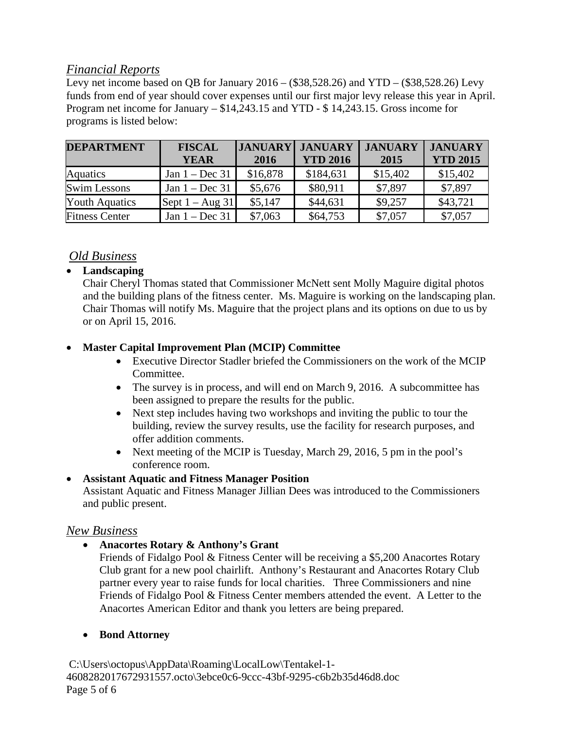## *Financial Reports*

Levy net income based on QB for January 2016 – ($38,528.26) and YTD – ($38,528.26) Levy funds from end of year should cover expenses until our first major levy release this year in April. Program net income for January – $14,243.15 and YTD - $ 14,243.15. Gross income for programs is listed below:

| DEPARTMENT | FISCAL YEAR | JANUARY 2016 | JANUARY YTD 2016 | JANUARY 2015 | JANUARY YTD 2015 |
|---|---|---|---|---|---|
| Aquatics | Jan 1 – Dec 31 | $16,878 | $184,631 | $15,402 | $15,402 |
| Swim Lessons | Jan 1 – Dec 31 | $5,676 | $80,911 | $7,897 | $7,897 |
| Youth Aquatics | Sept 1 – Aug 31 | $5,147 | $44,631 | $9,257 | $43,721 |
| Fitness Center | Jan 1 – Dec 31 | $7,063 | $64,753 | $7,057 | $7,057 |

## *Old Business*

- **Landscaping**
  Chair Cheryl Thomas stated that Commissioner McNett sent Molly Maguire digital photos and the building plans of the fitness center. Ms. Maguire is working on the landscaping plan. Chair Thomas will notify Ms. Maguire that the project plans and its options on due to us by or on April 15, 2016.

- **Master Capital Improvement Plan (MCIP) Committee**
  - Executive Director Stadler briefed the Commissioners on the work of the MCIP Committee.
  - The survey is in process, and will end on March 9, 2016. A subcommittee has been assigned to prepare the results for the public.
  - Next step includes having two workshops and inviting the public to tour the building, review the survey results, use the facility for research purposes, and offer addition comments.
  - Next meeting of the MCIP is Tuesday, March 29, 2016, 5 pm in the pool's conference room.

- **Assistant Aquatic and Fitness Manager Position**
  Assistant Aquatic and Fitness Manager Jillian Dees was introduced to the Commissioners and public present.

## *New Business*

- **Anacortes Rotary & Anthony's Grant**
  Friends of Fidalgo Pool & Fitness Center will be receiving a $5,200 Anacortes Rotary Club grant for a new pool chairlift. Anthony's Restaurant and Anacortes Rotary Club partner every year to raise funds for local charities. Three Commissioners and nine Friends of Fidalgo Pool & Fitness Center members attended the event. A Letter to the Anacortes American Editor and thank you letters are being prepared.

- **Bond Attorney**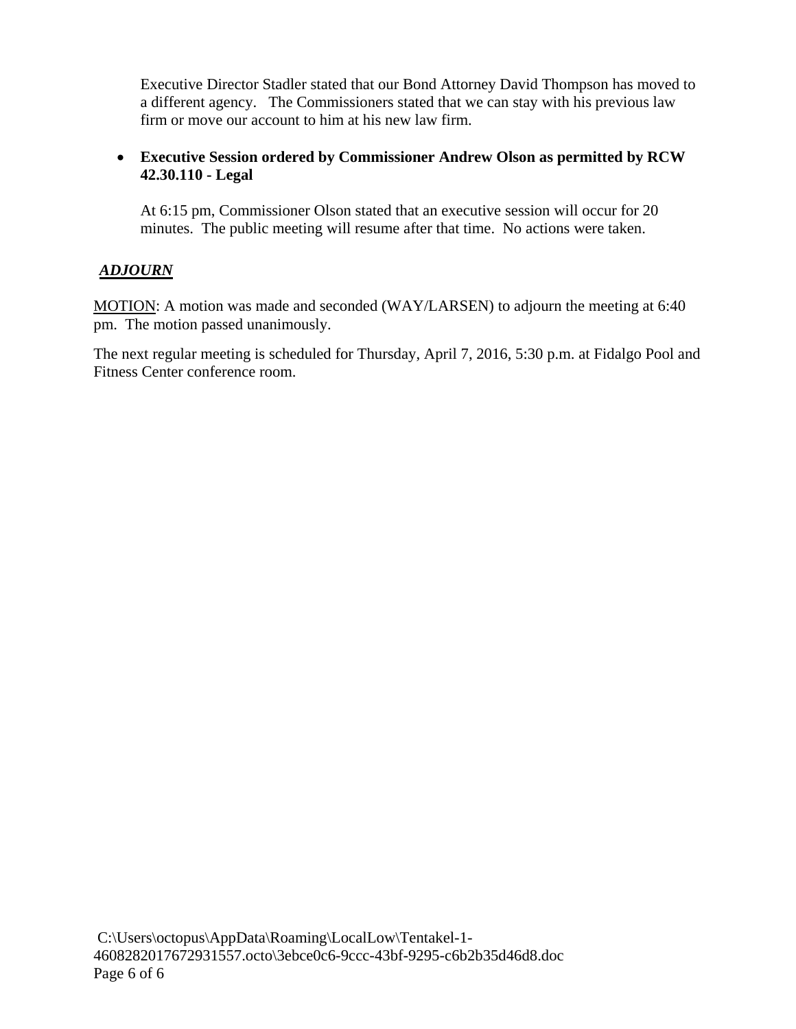Executive Director Stadler stated that our Bond Attorney David Thompson has moved to a different agency. The Commissioners stated that we can stay with his previous law firm or move our account to him at his new law firm.

- **Executive Session ordered by Commissioner Andrew Olson as permitted by RCW 42.30.110 - Legal**

  At 6:15 pm, Commissioner Olson stated that an executive session will occur for 20 minutes. The public meeting will resume after that time. No actions were taken.

***ADJOURN***

MOTION: A motion was made and seconded (WAY/LARSEN) to adjourn the meeting at 6:40 pm. The motion passed unanimously.

The next regular meeting is scheduled for Thursday, April 7, 2016, 5:30 p.m. at Fidalgo Pool and Fitness Center conference room.

C:\Users\octopus\AppData\Roaming\LocalLow\Tentakel-1-4608282017672931557.octo\3ebce0c6-9ccc-43bf-9295-c6b2b35d46d8.doc